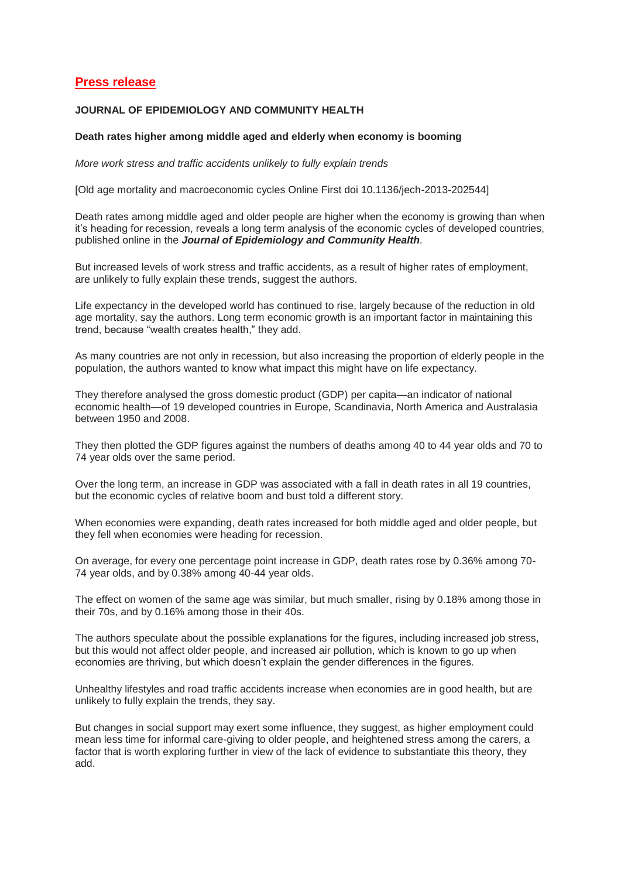## Press release

**JOURNAL OF EPIDEMIOLOGY AND COMMUNITY HEALTH**

**Death rates higher among middle aged and elderly when economy is booming**

*More work stress and traffic accidents unlikely to fully explain trends*

[Old age mortality and macroeconomic cycles Online First doi 10.1136/jech-2013-202544]

Death rates among middle aged and older people are higher when the economy is growing than when it's heading for recession, reveals a long term analysis of the economic cycles of developed countries, published online in the ***Journal of Epidemiology and Community Health***.

But increased levels of work stress and traffic accidents, as a result of higher rates of employment, are unlikely to fully explain these trends, suggest the authors.

Life expectancy in the developed world has continued to rise, largely because of the reduction in old age mortality, say the authors. Long term economic growth is an important factor in maintaining this trend, because "wealth creates health," they add.

As many countries are not only in recession, but also increasing the proportion of elderly people in the population, the authors wanted to know what impact this might have on life expectancy.

They therefore analysed the gross domestic product (GDP) per capita—an indicator of national economic health—of 19 developed countries in Europe, Scandinavia, North America and Australasia between 1950 and 2008.

They then plotted the GDP figures against the numbers of deaths among 40 to 44 year olds and 70 to 74 year olds over the same period.

Over the long term, an increase in GDP was associated with a fall in death rates in all 19 countries, but the economic cycles of relative boom and bust told a different story.

When economies were expanding, death rates increased for both middle aged and older people, but they fell when economies were heading for recession.

On average, for every one percentage point increase in GDP, death rates rose by 0.36% among 70-74 year olds, and by 0.38% among 40-44 year olds.

The effect on women of the same age was similar, but much smaller, rising by 0.18% among those in their 70s, and by 0.16% among those in their 40s.

The authors speculate about the possible explanations for the figures, including increased job stress, but this would not affect older people, and increased air pollution, which is known to go up when economies are thriving, but which doesn't explain the gender differences in the figures.

Unhealthy lifestyles and road traffic accidents increase when economies are in good health, but are unlikely to fully explain the trends, they say.

But changes in social support may exert some influence, they suggest, as higher employment could mean less time for informal care-giving to older people, and heightened stress among the carers, a factor that is worth exploring further in view of the lack of evidence to substantiate this theory, they add.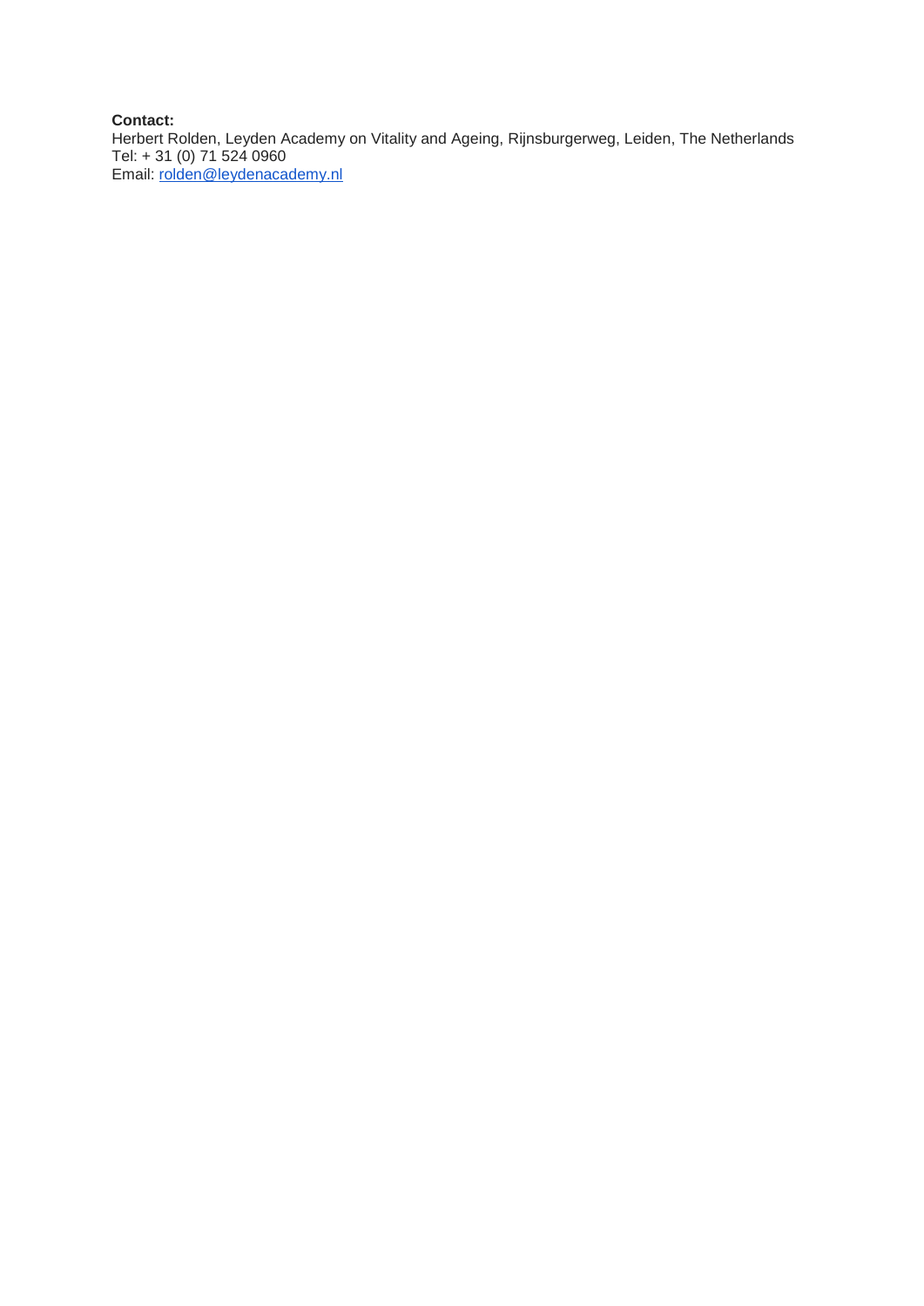**Contact:**
Herbert Rolden, Leyden Academy on Vitality and Ageing, Rijnsburgerweg, Leiden, The Netherlands
Tel: + 31 (0) 71 524 0960
Email: rolden@leydenacademy.nl